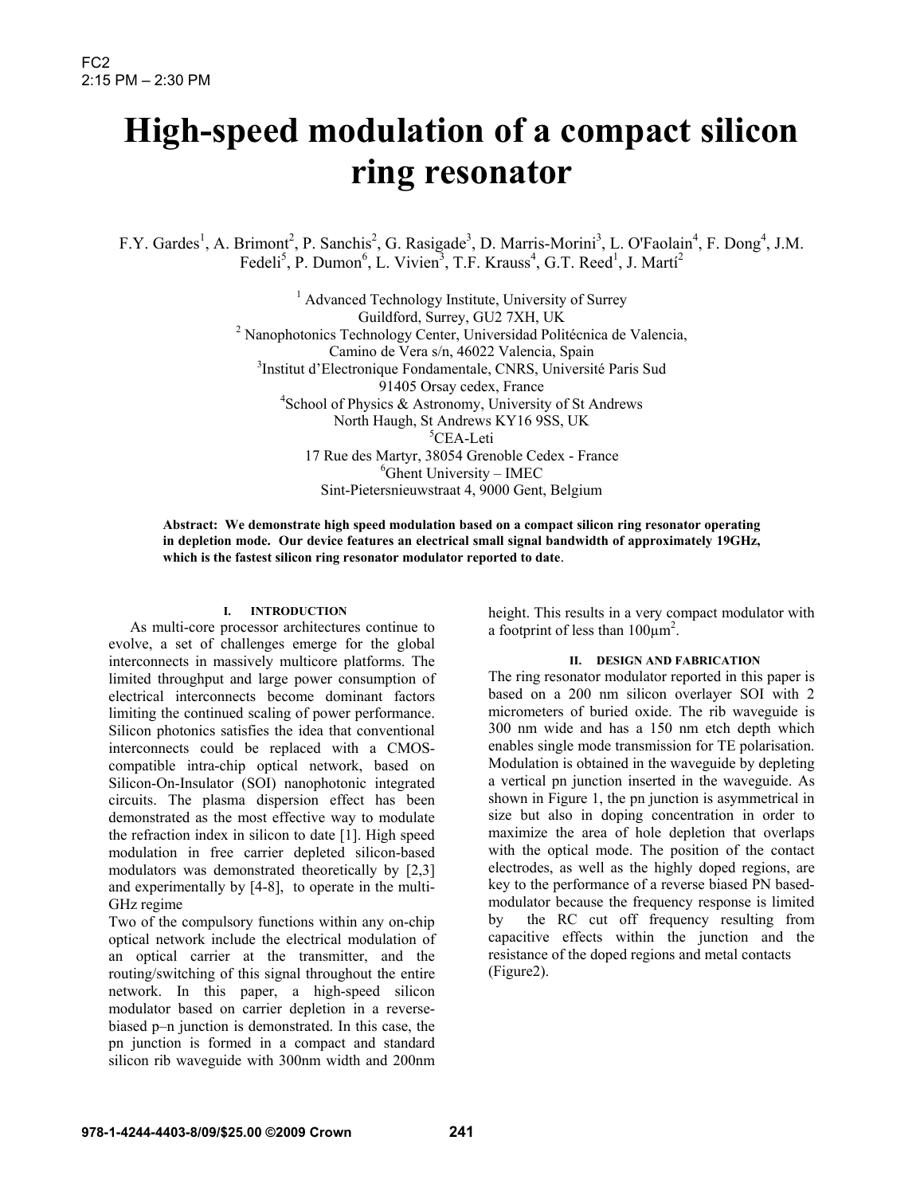FC2
2:15 PM – 2:30 PM

# High-speed modulation of a compact silicon ring resonator

F.Y. Gardes[1], A. Brimont[2], P. Sanchis[2], G. Rasigade[3], D. Marris-Morini[3], L. O'Faolain[4], F. Dong[4], J.M. Fedeli[5], P. Dumon[6], L. Vivien[3], T.F. Krauss[4], G.T. Reed[1], J. Martí[2]

[1] Advanced Technology Institute, University of Surrey
Guildford, Surrey, GU2 7XH, UK
[2] Nanophotonics Technology Center, Universidad Politécnica de Valencia,
Camino de Vera s/n, 46022 Valencia, Spain
[3]Institut d'Electronique Fondamentale, CNRS, Université Paris Sud
91405 Orsay cedex, France
[4]School of Physics & Astronomy, University of St Andrews
North Haugh, St Andrews KY16 9SS, UK
[5]CEA-Leti
17 Rue des Martyr, 38054 Grenoble Cedex - France
[6]Ghent University – IMEC
Sint-Pietersnieuwstraat 4, 9000 Gent, Belgium

**Abstract: We demonstrate high speed modulation based on a compact silicon ring resonator operating in depletion mode. Our device features an electrical small signal bandwidth of approximately 19GHz, which is the fastest silicon ring resonator modulator reported to date.**

## I. INTRODUCTION

As multi-core processor architectures continue to evolve, a set of challenges emerge for the global interconnects in massively multicore platforms. The limited throughput and large power consumption of electrical interconnects become dominant factors limiting the continued scaling of power performance. Silicon photonics satisfies the idea that conventional interconnects could be replaced with a CMOS-compatible intra-chip optical network, based on Silicon-On-Insulator (SOI) nanophotonic integrated circuits. The plasma dispersion effect has been demonstrated as the most effective way to modulate the refraction index in silicon to date [1]. High speed modulation in free carrier depleted silicon-based modulators was demonstrated theoretically by [2,3] and experimentally by [4-8], to operate in the multi-GHz regime

Two of the compulsory functions within any on-chip optical network include the electrical modulation of an optical carrier at the transmitter, and the routing/switching of this signal throughout the entire network. In this paper, a high-speed silicon modulator based on carrier depletion in a reverse-biased p–n junction is demonstrated. In this case, the pn junction is formed in a compact and standard silicon rib waveguide with 300nm width and 200nm height. This results in a very compact modulator with a footprint of less than $100\mu m^2$.

## II. DESIGN AND FABRICATION

The ring resonator modulator reported in this paper is based on a 200 nm silicon overlayer SOI with 2 micrometers of buried oxide. The rib waveguide is 300 nm wide and has a 150 nm etch depth which enables single mode transmission for TE polarisation. Modulation is obtained in the waveguide by depleting a vertical pn junction inserted in the waveguide. As shown in Figure 1, the pn junction is asymmetrical in size but also in doping concentration in order to maximize the area of hole depletion that overlaps with the optical mode. The position of the contact electrodes, as well as the highly doped regions, are key to the performance of a reverse biased PN based-modulator because the frequency response is limited by the RC cut off frequency resulting from capacitive effects within the junction and the resistance of the doped regions and metal contacts (Figure2).

978-1-4244-4403-8/09/$25.00 ©2009 Crown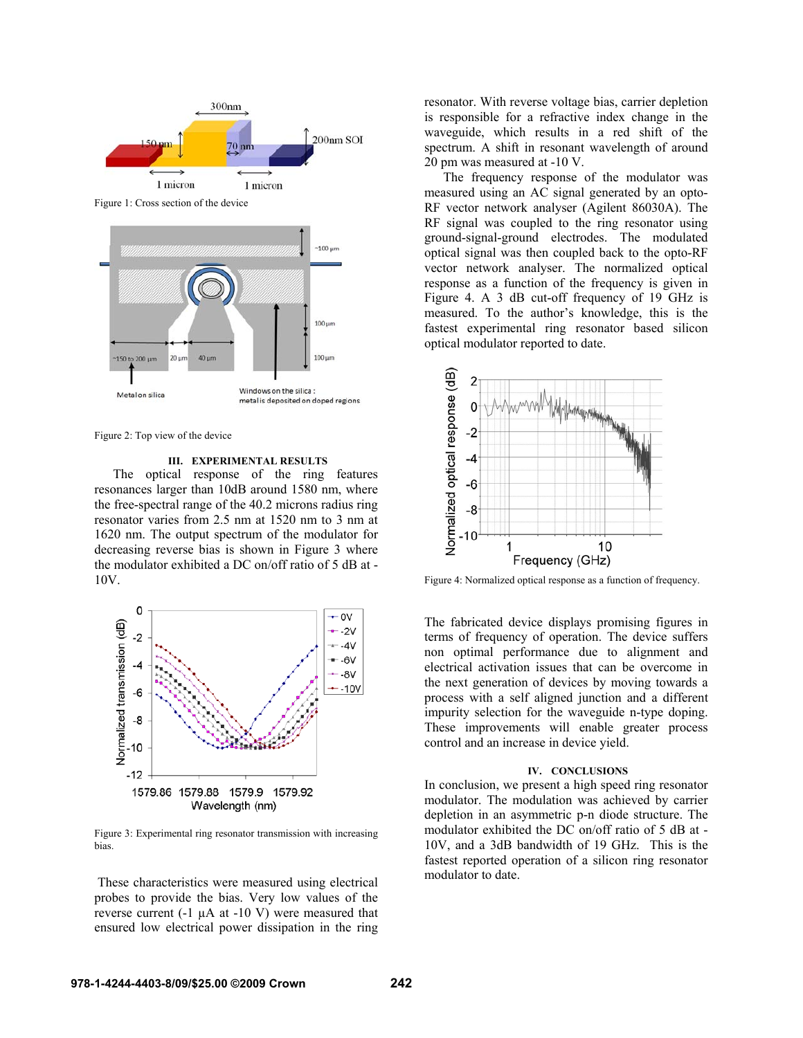Figure 1: Cross section of the device

Figure 2: Top view of the device

### III. EXPERIMENTAL RESULTS

The optical response of the ring features resonances larger than 10dB around 1580 nm, where the free-spectral range of the 40.2 microns radius ring resonator varies from 2.5 nm at 1520 nm to 3 nm at 1620 nm. The output spectrum of the modulator for decreasing reverse bias is shown in Figure 3 where the modulator exhibited a DC on/off ratio of 5 dB at -10V.

Figure 3: Experimental ring resonator transmission with increasing bias.

These characteristics were measured using electrical probes to provide the bias. Very low values of the reverse current (-1 µA at -10 V) were measured that ensured low electrical power dissipation in the ring resonator. With reverse voltage bias, carrier depletion is responsible for a refractive index change in the waveguide, which results in a red shift of the spectrum. A shift in resonant wavelength of around 20 pm was measured at -10 V.

The frequency response of the modulator was measured using an AC signal generated by an opto-RF vector network analyser (Agilent 86030A). The RF signal was coupled to the ring resonator using ground-signal-ground electrodes. The modulated optical signal was then coupled back to the opto-RF vector network analyser. The normalized optical response as a function of the frequency is given in Figure 4. A 3 dB cut-off frequency of 19 GHz is measured. To the author's knowledge, this is the fastest experimental ring resonator based silicon optical modulator reported to date.

Figure 4: Normalized optical response as a function of frequency.

The fabricated device displays promising figures in terms of frequency of operation. The device suffers non optimal performance due to alignment and electrical activation issues that can be overcome in the next generation of devices by moving towards a process with a self aligned junction and a different impurity selection for the waveguide n-type doping. These improvements will enable greater process control and an increase in device yield.

### IV. CONCLUSIONS

In conclusion, we present a high speed ring resonator modulator. The modulation was achieved by carrier depletion in an asymmetric p-n diode structure. The modulator exhibited the DC on/off ratio of 5 dB at -10V, and a 3dB bandwidth of 19 GHz. This is the fastest reported operation of a silicon ring resonator modulator to date.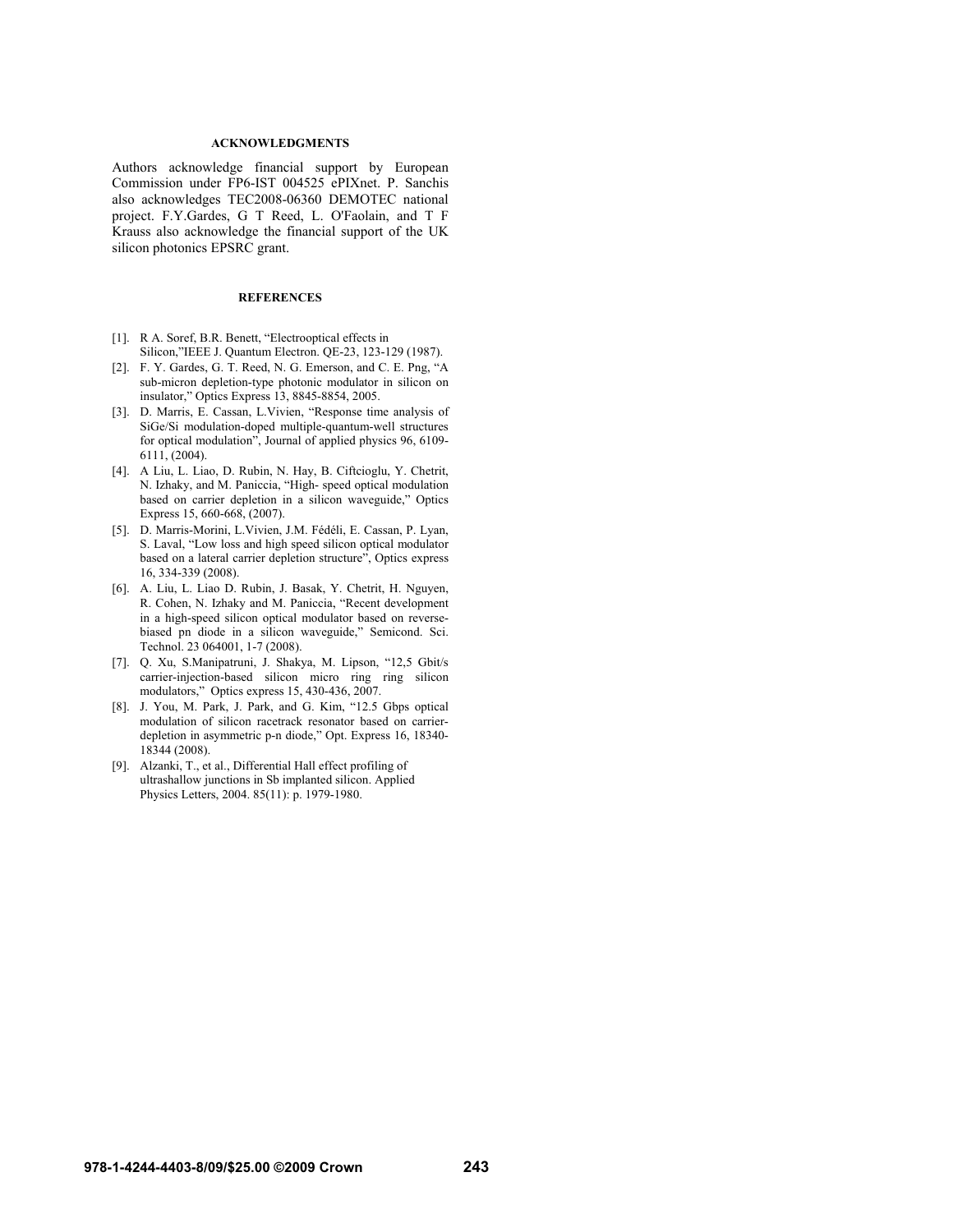## ACKNOWLEDGMENTS

Authors acknowledge financial support by European Commission under FP6-IST 004525 ePIXnet. P. Sanchis also acknowledges TEC2008-06360 DEMOTEC national project. F.Y.Gardes, G T Reed, L. O'Faolain, and T F Krauss also acknowledge the financial support of the UK silicon photonics EPSRC grant.

## REFERENCES

[1]. R A. Soref, B.R. Benett, "Electrooptical effects in Silicon,"IEEE J. Quantum Electron. QE-23, 123-129 (1987).

[2]. F. Y. Gardes, G. T. Reed, N. G. Emerson, and C. E. Png, "A sub-micron depletion-type photonic modulator in silicon on insulator," Optics Express 13, 8845-8854, 2005.

[3]. D. Marris, E. Cassan, L.Vivien, "Response time analysis of SiGe/Si modulation-doped multiple-quantum-well structures for optical modulation", Journal of applied physics 96, 6109-6111, (2004).

[4]. A Liu, L. Liao, D. Rubin, N. Hay, B. Ciftcioglu, Y. Chetrit, N. Izhaky, and M. Paniccia, "High- speed optical modulation based on carrier depletion in a silicon waveguide," Optics Express 15, 660-668, (2007).

[5]. D. Marris-Morini, L.Vivien, J.M. Fédéli, E. Cassan, P. Lyan, S. Laval, "Low loss and high speed silicon optical modulator based on a lateral carrier depletion structure", Optics express 16, 334-339 (2008).

[6]. A. Liu, L. Liao D. Rubin, J. Basak, Y. Chetrit, H. Nguyen, R. Cohen, N. Izhaky and M. Paniccia, "Recent development in a high-speed silicon optical modulator based on reverse-biased pn diode in a silicon waveguide," Semicond. Sci. Technol. 23 064001, 1-7 (2008).

[7]. Q. Xu, S.Manipatruni, J. Shakya, M. Lipson, "12,5 Gbit/s carrier-injection-based silicon micro ring ring silicon modulators," Optics express 15, 430-436, 2007.

[8]. J. You, M. Park, J. Park, and G. Kim, "12.5 Gbps optical modulation of silicon racetrack resonator based on carrier-depletion in asymmetric p-n diode," Opt. Express 16, 18340-18344 (2008).

[9]. Alzanki, T., et al., Differential Hall effect profiling of ultrashallow junctions in Sb implanted silicon. Applied Physics Letters, 2004. 85(11): p. 1979-1980.